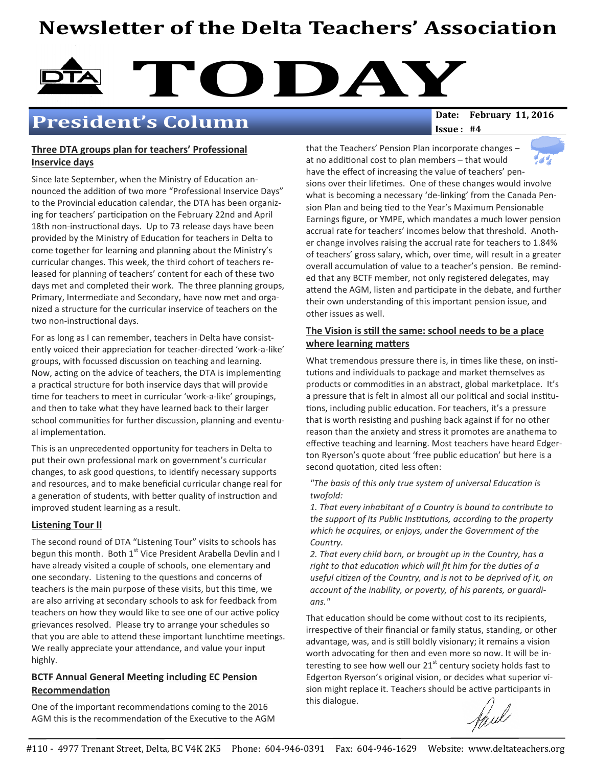# Newsletter of the Delta Teachers' Association

# TODAY

## President's Column

**Date: February 11, 2016**
**Issue: #4**

### Three DTA groups plan for teachers' Professional Inservice days

Since late September, when the Ministry of Education announced the addition of two more "Professional Inservice Days" to the Provincial education calendar, the DTA has been organizing for teachers' participation on the February 22nd and April 18th non-instructional days. Up to 73 release days have been provided by the Ministry of Education for teachers in Delta to come together for learning and planning about the Ministry's curricular changes. This week, the third cohort of teachers released for planning of teachers' content for each of these two days met and completed their work. The three planning groups, Primary, Intermediate and Secondary, have now met and organized a structure for the curricular inservice of teachers on the two non-instructional days.

For as long as I can remember, teachers in Delta have consistently voiced their appreciation for teacher-directed 'work-a-like' groups, with focussed discussion on teaching and learning. Now, acting on the advice of teachers, the DTA is implementing a practical structure for both inservice days that will provide time for teachers to meet in curricular 'work-a-like' groupings, and then to take what they have learned back to their larger school communities for further discussion, planning and eventual implementation.

This is an unprecedented opportunity for teachers in Delta to put their own professional mark on government's curricular changes, to ask good questions, to identify necessary supports and resources, and to make beneficial curricular change real for a generation of students, with better quality of instruction and improved student learning as a result.

### Listening Tour II

The second round of DTA "Listening Tour" visits to schools has begun this month. Both 1st Vice President Arabella Devlin and I have already visited a couple of schools, one elementary and one secondary. Listening to the questions and concerns of teachers is the main purpose of these visits, but this time, we are also arriving at secondary schools to ask for feedback from teachers on how they would like to see one of our active policy grievances resolved. Please try to arrange your schedules so that you are able to attend these important lunchtime meetings. We really appreciate your attendance, and value your input highly.

### BCTF Annual General Meeting including EC Pension Recommendation

One of the important recommendations coming to the 2016 AGM this is the recommendation of the Executive to the AGM that the Teachers' Pension Plan incorporate changes – at no additional cost to plan members – that would have the effect of increasing the value of teachers' pensions over their lifetimes. One of these changes would involve what is becoming a necessary 'de-linking' from the Canada Pension Plan and being tied to the Year's Maximum Pensionable Earnings figure, or YMPE, which mandates a much lower pension accrual rate for teachers' incomes below that threshold. Another change involves raising the accrual rate for teachers to 1.84% of teachers' gross salary, which, over time, will result in a greater overall accumulation of value to a teacher's pension. Be reminded that any BCTF member, not only registered delegates, may attend the AGM, listen and participate in the debate, and further their own understanding of this important pension issue, and other issues as well.

### The Vision is still the same: school needs to be a place where learning matters

What tremendous pressure there is, in times like these, on institutions and individuals to package and market themselves as products or commodities in an abstract, global marketplace. It's a pressure that is felt in almost all our political and social institutions, including public education. For teachers, it's a pressure that is worth resisting and pushing back against if for no other reason than the anxiety and stress it promotes are anathema to effective teaching and learning. Most teachers have heard Edgerton Ryerson's quote about 'free public education' but here is a second quotation, cited less often:

*"The basis of this only true system of universal Education is twofold:*
*1. That every inhabitant of a Country is bound to contribute to the support of its Public Institutions, according to the property which he acquires, or enjoys, under the Government of the Country.*
*2. That every child born, or brought up in the Country, has a right to that education which will fit him for the duties of a useful citizen of the Country, and is not to be deprived of it, on account of the inability, or poverty, of his parents, or guardians."*

That education should be come without cost to its recipients, irrespective of their financial or family status, standing, or other advantage, was, and is still boldly visionary; it remains a vision worth advocating for then and even more so now. It will be interesting to see how well our 21st century society holds fast to Edgerton Ryerson's original vision, or decides what superior vision might replace it. Teachers should be active participants in this dialogue.

Paul

#110 - 4977 Trenant Street, Delta, BC V4K 2K5 Phone: 604-946-0391 Fax: 604-946-1629 Website: www.deltateachers.org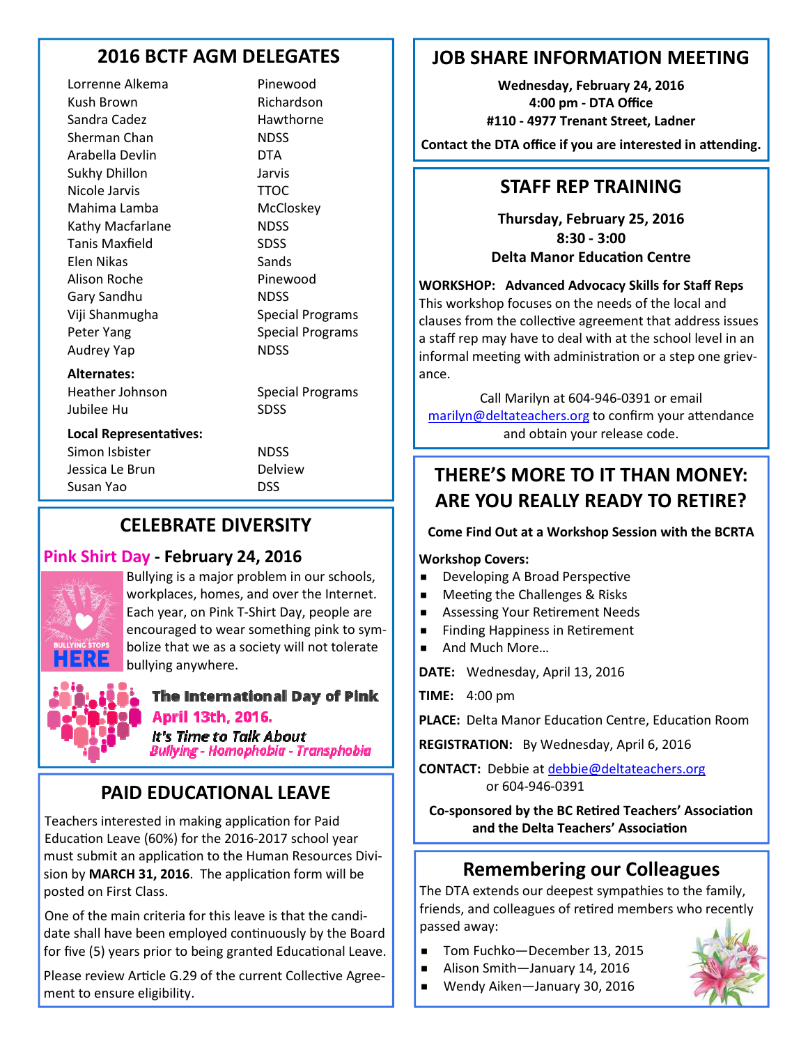## 2016 BCTF AGM DELEGATES

| | |
|---|---|
| Lorrenne Alkema | Pinewood |
| Kush Brown | Richardson |
| Sandra Cadez | Hawthorne |
| Sherman Chan | NDSS |
| Arabella Devlin | DTA |
| Sukhy Dhillon | Jarvis |
| Nicole Jarvis | TTOC |
| Mahima Lamba | McCloskey |
| Kathy Macfarlane | NDSS |
| Tanis Maxfield | SDSS |
| Elen Nikas | Sands |
| Alison Roche | Pinewood |
| Gary Sandhu | NDSS |
| Viji Shanmugha | Special Programs |
| Peter Yang | Special Programs |
| Audrey Yap | NDSS |

**Alternates:**

| | |
|---|---|
| Heather Johnson | Special Programs |
| Jubilee Hu | SDSS |

**Local Representatives:**

| | |
|---|---|
| Simon Isbister | NDSS |
| Jessica Le Brun | Delview |
| Susan Yao | DSS |

## CELEBRATE DIVERSITY

### Pink Shirt Day - February 24, 2016

BULLYING STOPS HERE

Bullying is a major problem in our schools, workplaces, homes, and over the Internet. Each year, on Pink T-Shirt Day, people are encouraged to wear something pink to symbolize that we as a society will not tolerate bullying anywhere.

**The International Day of Pink**
**April 13th, 2016.**
*It's Time to Talk About*
*Bullying - Homophobia - Transphobia*

## PAID EDUCATIONAL LEAVE

Teachers interested in making application for Paid Education Leave (60%) for the 2016-2017 school year must submit an application to the Human Resources Division by **MARCH 31, 2016**. The application form will be posted on First Class.

One of the main criteria for this leave is that the candidate shall have been employed continuously by the Board for five (5) years prior to being granted Educational Leave.

Please review Article G.29 of the current Collective Agreement to ensure eligibility.

## JOB SHARE INFORMATION MEETING

**Wednesday, February 24, 2016**
**4:00 pm - DTA Office**
**#110 - 4977 Trenant Street, Ladner**

**Contact the DTA office if you are interested in attending.**

## STAFF REP TRAINING

**Thursday, February 25, 2016**
**8:30 - 3:00**
**Delta Manor Education Centre**

**WORKSHOP: Advanced Advocacy Skills for Staff Reps**
This workshop focuses on the needs of the local and clauses from the collective agreement that address issues a staff rep may have to deal with at the school level in an informal meeting with administration or a step one grievance.

Call Marilyn at 604-946-0391 or email marilyn@deltateachers.org to confirm your attendance and obtain your release code.

## THERE'S MORE TO IT THAN MONEY: ARE YOU REALLY READY TO RETIRE?

**Come Find Out at a Workshop Session with the BCRTA**

**Workshop Covers:**

- Developing A Broad Perspective
- Meeting the Challenges & Risks
- Assessing Your Retirement Needs
- Finding Happiness in Retirement
- And Much More…

**DATE:** Wednesday, April 13, 2016

**TIME:** 4:00 pm

**PLACE:** Delta Manor Education Centre, Education Room

**REGISTRATION:** By Wednesday, April 6, 2016

**CONTACT:** Debbie at debbie@deltateachers.org or 604-946-0391

**Co-sponsored by the BC Retired Teachers' Association and the Delta Teachers' Association**

## Remembering our Colleagues

The DTA extends our deepest sympathies to the family, friends, and colleagues of retired members who recently passed away:

- Tom Fuchko—December 13, 2015
- Alison Smith—January 14, 2016
- Wendy Aiken—January 30, 2016